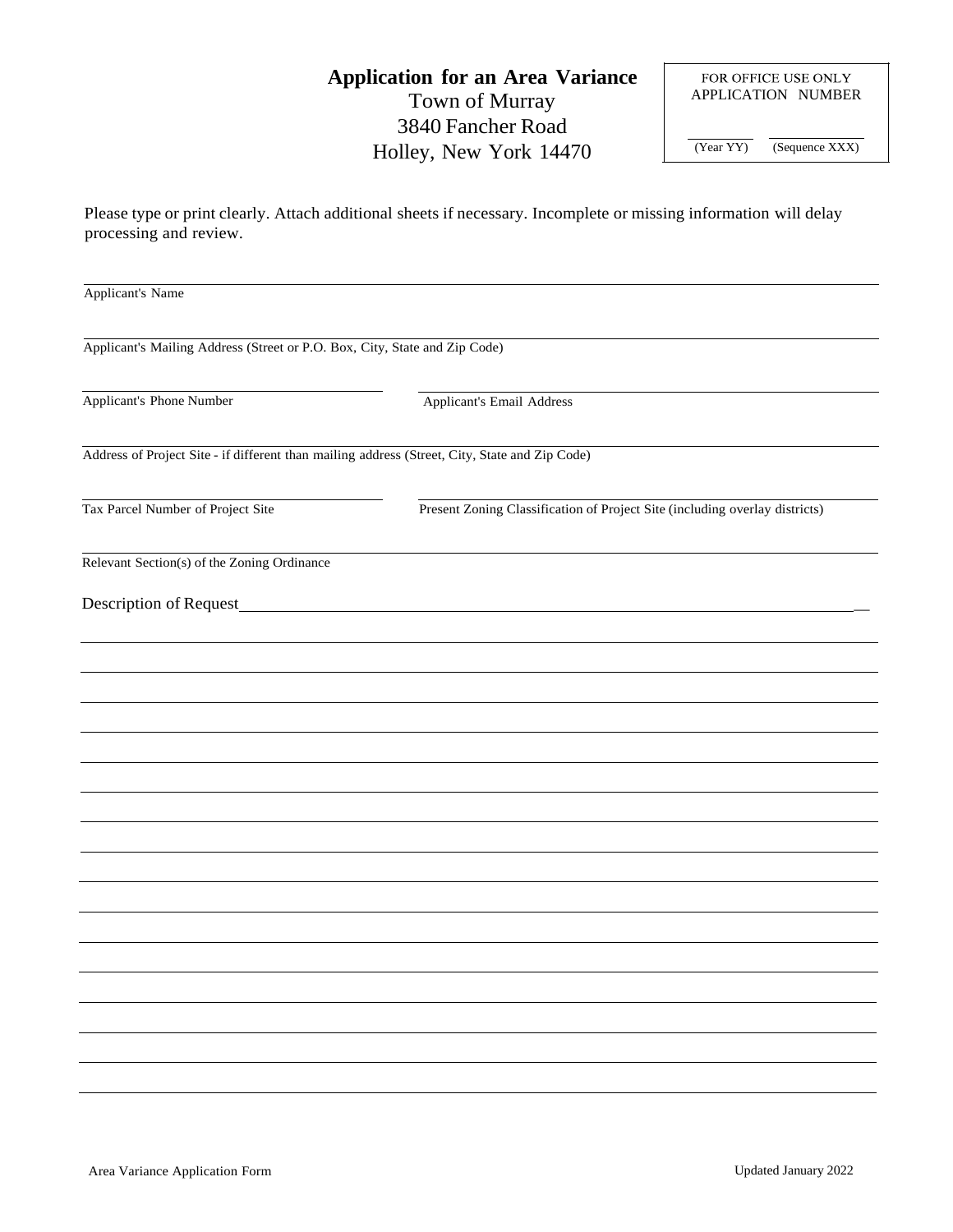# Application for an Area Variance

Town of Murray
3840 Fancher Road
Holley, New York 14470

| FOR OFFICE USE ONLY APPLICATION NUMBER | |
|---|---|
| (Year YY) | (Sequence XXX) |

Please type or print clearly. Attach additional sheets if necessary. Incomplete or missing information will delay processing and review.

Applicant's Name

Applicant's Mailing Address (Street or P.O. Box, City, State and Zip Code)

Applicant's Phone Number

Applicant's Email Address

Address of Project Site - if different than mailing address (Street, City, State and Zip Code)

Tax Parcel Number of Project Site

Present Zoning Classification of Project Site (including overlay districts)

Relevant Section(s) of the Zoning Ordinance

Description of Request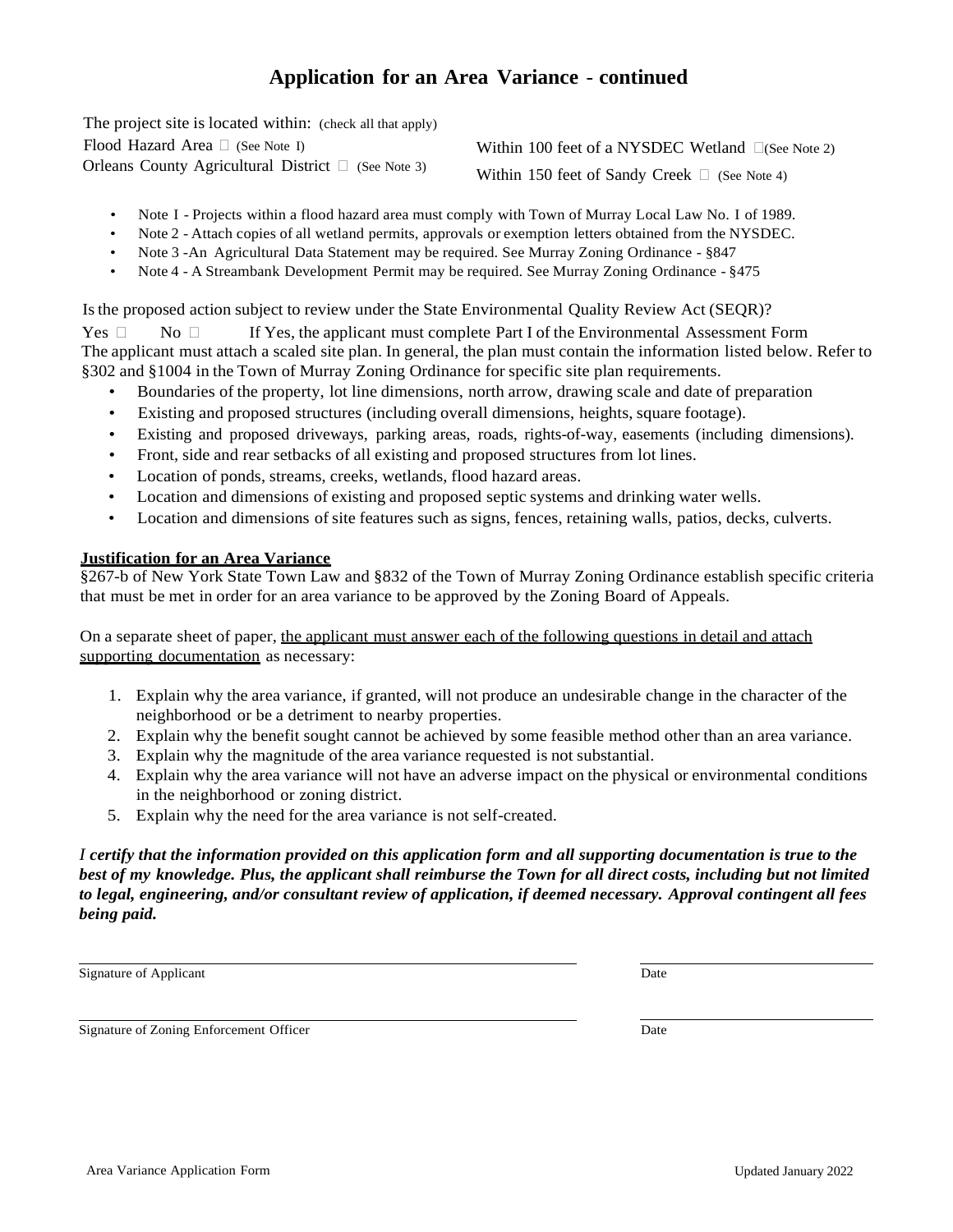# Application for an Area Variance - continued

The project site is located within: (check all that apply)

Flood Hazard Area ☐ (See Note I)

Orleans County Agricultural District ☐ (See Note 3)

Within 100 feet of a NYSDEC Wetland ☐(See Note 2)

Within 150 feet of Sandy Creek ☐ (See Note 4)

- Note I - Projects within a flood hazard area must comply with Town of Murray Local Law No. I of 1989.
- Note 2 - Attach copies of all wetland permits, approvals or exemption letters obtained from the NYSDEC.
- Note 3 -An Agricultural Data Statement may be required. See Murray Zoning Ordinance - §847
- Note 4 - A Streambank Development Permit may be required. See Murray Zoning Ordinance - §475

Is the proposed action subject to review under the State Environmental Quality Review Act (SEQR)?

Yes ☐ No ☐ If Yes, the applicant must complete Part I of the Environmental Assessment Form

The applicant must attach a scaled site plan. In general, the plan must contain the information listed below. Refer to §302 and §1004 in the Town of Murray Zoning Ordinance for specific site plan requirements.

- Boundaries of the property, lot line dimensions, north arrow, drawing scale and date of preparation
- Existing and proposed structures (including overall dimensions, heights, square footage).
- Existing and proposed driveways, parking areas, roads, rights-of-way, easements (including dimensions).
- Front, side and rear setbacks of all existing and proposed structures from lot lines.
- Location of ponds, streams, creeks, wetlands, flood hazard areas.
- Location and dimensions of existing and proposed septic systems and drinking water wells.
- Location and dimensions of site features such as signs, fences, retaining walls, patios, decks, culverts.

**Justification for an Area Variance**

§267-b of New York State Town Law and §832 of the Town of Murray Zoning Ordinance establish specific criteria that must be met in order for an area variance to be approved by the Zoning Board of Appeals.

On a separate sheet of paper, the applicant must answer each of the following questions in detail and attach supporting documentation as necessary:

1. Explain why the area variance, if granted, will not produce an undesirable change in the character of the neighborhood or be a detriment to nearby properties.
2. Explain why the benefit sought cannot be achieved by some feasible method other than an area variance.
3. Explain why the magnitude of the area variance requested is not substantial.
4. Explain why the area variance will not have an adverse impact on the physical or environmental conditions in the neighborhood or zoning district.
5. Explain why the need for the area variance is not self-created.

***I certify that the information provided on this application form and all supporting documentation is true to the best of my knowledge. Plus, the applicant shall reimburse the Town for all direct costs, including but not limited to legal, engineering, and/or consultant review of application, if deemed necessary. Approval contingent all fees being paid.***

\_\_\_\_\_\_\_\_\_\_\_\_\_\_\_\_\_\_\_\_\_\_\_\_\_\_\_\_\_\_\_\_\_\_\_\_\_\_\_\_ \_\_\_\_\_\_\_\_\_\_\_\_\_\_\_\_\_\_\_\_

Signature of Applicant Date

\_\_\_\_\_\_\_\_\_\_\_\_\_\_\_\_\_\_\_\_\_\_\_\_\_\_\_\_\_\_\_\_\_\_\_\_\_\_\_\_ \_\_\_\_\_\_\_\_\_\_\_\_\_\_\_\_\_\_\_\_

Signature of Zoning Enforcement Officer Date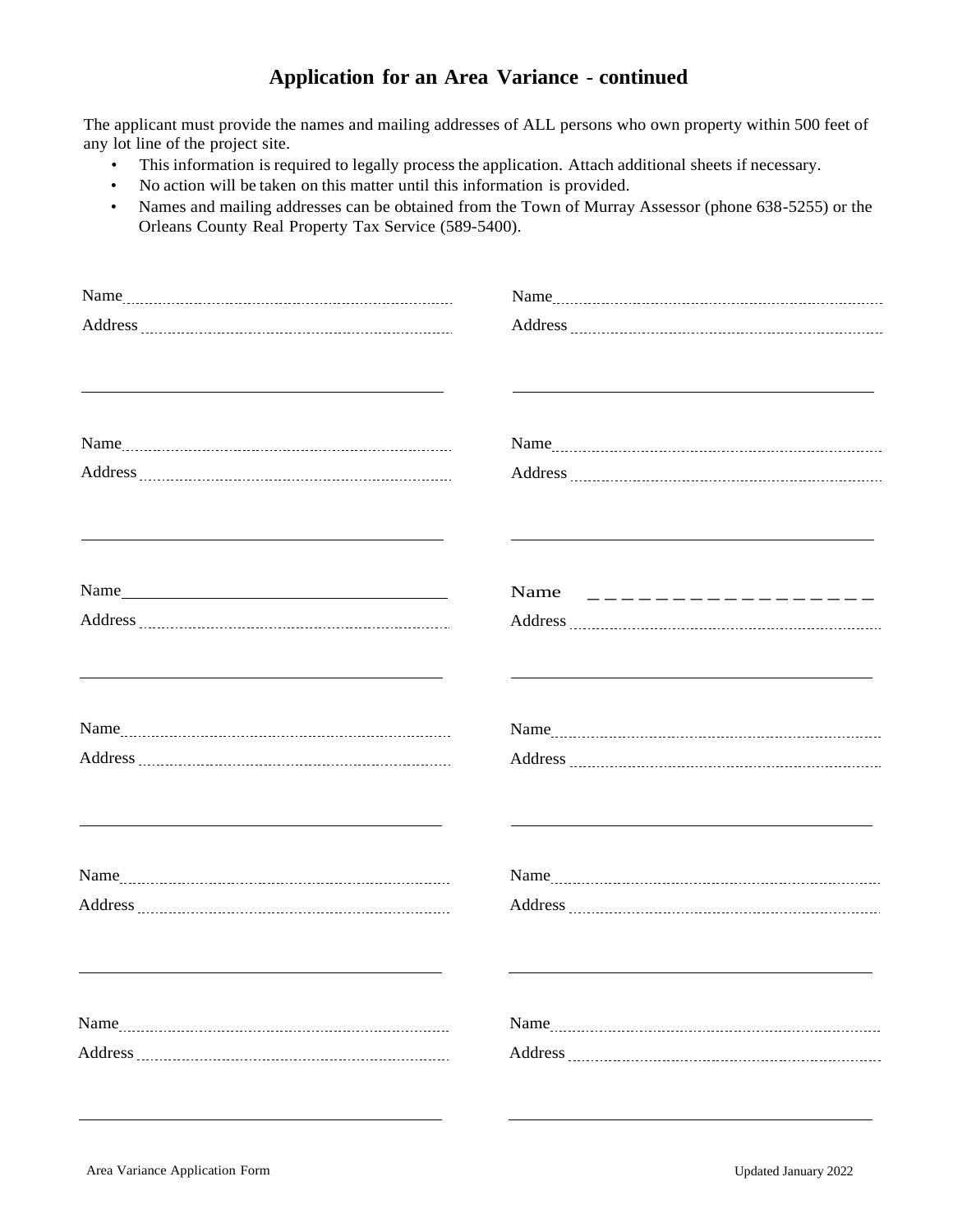## Application for an Area Variance - continued

The applicant must provide the names and mailing addresses of ALL persons who own property within 500 feet of any lot line of the project site.

- This information is required to legally process the application. Attach additional sheets if necessary.
- No action will be taken on this matter until this information is provided.
- Names and mailing addresses can be obtained from the Town of Murray Assessor (phone 638-5255) or the Orleans County Real Property Tax Service (589-5400).

Name ____________________________________
Address __________________________________
__________________________________________

Name ____________________________________
Address __________________________________
__________________________________________

Name ____________________________________
Address __________________________________
__________________________________________

Name ____________________________________
Address __________________________________
__________________________________________

Name ____________________________________
Address __________________________________
__________________________________________

Name ____________________________________
Address __________________________________
__________________________________________

Name ____________________________________
Address __________________________________
__________________________________________

Name ____________________________________
Address __________________________________
__________________________________________

Name ____________________________________
Address __________________________________
__________________________________________

Name ____________________________________
Address __________________________________
__________________________________________

Name ____________________________________
Address __________________________________
__________________________________________

Name ____________________________________
Address __________________________________
__________________________________________

Area Variance Application Form

Updated January 2022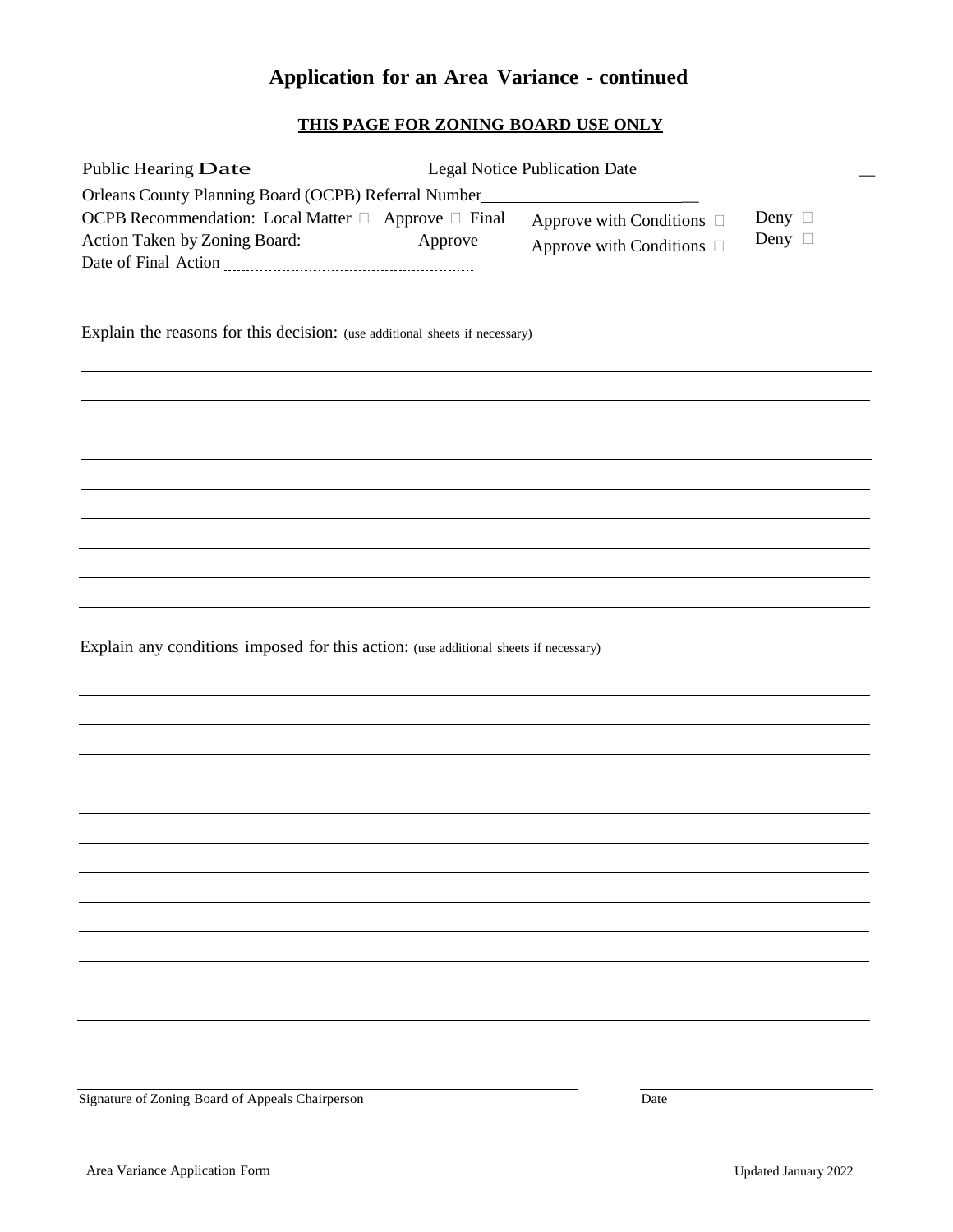# Application for an Area Variance - continued

**THIS PAGE FOR ZONING BOARD USE ONLY**

Public Hearing Date____________________ Legal Notice Publication Date__________________________

Orleans County Planning Board (OCPB) Referral Number________________________

OCPB Recommendation: Local Matter ☐ Approve ☐ Final Approve with Conditions ☐ Deny ☐

Action Taken by Zoning Board: Approve Approve with Conditions ☐ Deny ☐

Date of Final Action ______________________

Explain the reasons for this decision: (use additional sheets if necessary)

________________________________________________________________________________

________________________________________________________________________________

________________________________________________________________________________

________________________________________________________________________________

________________________________________________________________________________

________________________________________________________________________________

________________________________________________________________________________

________________________________________________________________________________

Explain any conditions imposed for this action: (use additional sheets if necessary)

________________________________________________________________________________

________________________________________________________________________________

________________________________________________________________________________

________________________________________________________________________________

________________________________________________________________________________

________________________________________________________________________________

________________________________________________________________________________

________________________________________________________________________________

________________________________________________________________________________

________________________________________________________________________________

________________________________________________________________________________

____________________________________________ ____________________

Signature of Zoning Board of Appeals Chairperson Date

Area Variance Application Form Updated January 2022